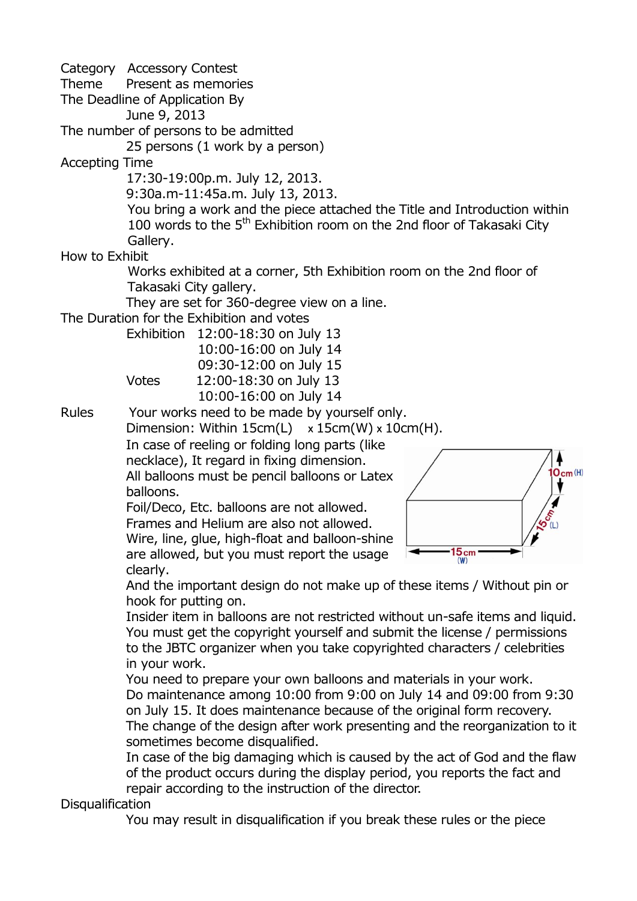Category Accessory Contest

Theme Present as memories

The Deadline of Application By

June 9, 2013

The number of persons to be admitted

25 persons (1 work by a person)

Accepting Time

17:30-19:00p.m. July 12, 2013.

9:30a.m-11:45a.m. July 13, 2013.

You bring a work and the piece attached the Title and Introduction within 100 words to the 5th Exhibition room on the 2nd floor of Takasaki City Gallery.

How to Exhibit

Works exhibited at a corner, 5th Exhibition room on the 2nd floor of Takasaki City gallery.

They are set for 360-degree view on a line.

The Duration for the Exhibition and votes

| | |
|---|---|
| Exhibition | 12:00-18:30 on July 13 |
| | 10:00-16:00 on July 14 |
| | 09:30-12:00 on July 15 |
| Votes | 12:00-18:30 on July 13 |
| | 10:00-16:00 on July 14 |

Rules

Your works need to be made by yourself only.

Dimension: Within 15cm(L) x 15cm(W) x 10cm(H).

In case of reeling or folding long parts (like necklace), It regard in fixing dimension.

All balloons must be pencil balloons or Latex balloons.

Foil/Deco, Etc. balloons are not allowed.

Frames and Helium are also not allowed.

Wire, line, glue, high-float and balloon-shine are allowed, but you must report the usage clearly.

10cm (H)
15cm (L)
15cm (W)

And the important design do not make up of these items / Without pin or hook for putting on.

Insider item in balloons are not restricted without un-safe items and liquid.

You must get the copyright yourself and submit the license / permissions to the JBTC organizer when you take copyrighted characters / celebrities in your work.

You need to prepare your own balloons and materials in your work.

Do maintenance among 10:00 from 9:00 on July 14 and 09:00 from 9:30 on July 15. It does maintenance because of the original form recovery.

The change of the design after work presenting and the reorganization to it sometimes become disqualified.

In case of the big damaging which is caused by the act of God and the flaw of the product occurs during the display period, you reports the fact and repair according to the instruction of the director.

Disqualification

You may result in disqualification if you break these rules or the piece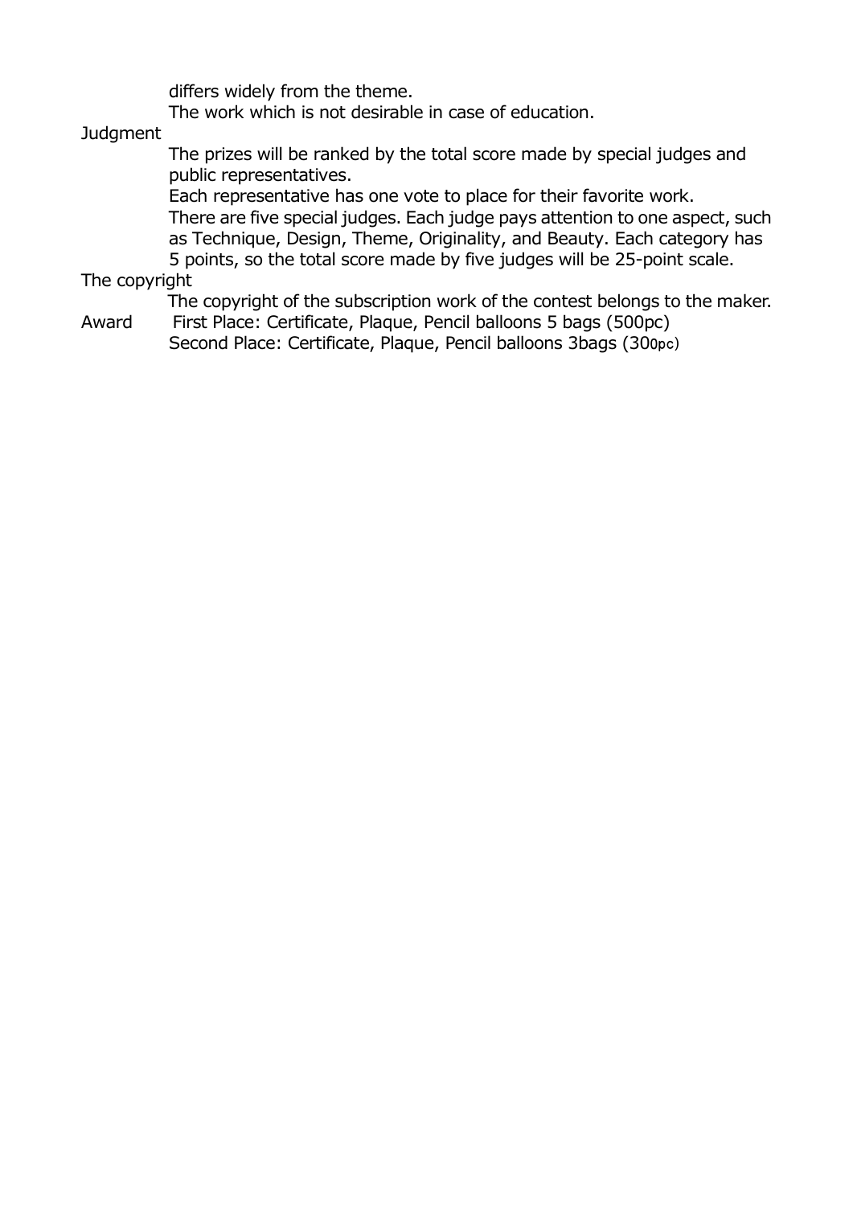differs widely from the theme.

The work which is not desirable in case of education.

Judgment

The prizes will be ranked by the total score made by special judges and public representatives.

Each representative has one vote to place for their favorite work.

There are five special judges. Each judge pays attention to one aspect, such as Technique, Design, Theme, Originality, and Beauty. Each category has 5 points, so the total score made by five judges will be 25-point scale.

The copyright

The copyright of the subscription work of the contest belongs to the maker.

Award

First Place: Certificate, Plaque, Pencil balloons 5 bags (500pc)

Second Place: Certificate, Plaque, Pencil balloons 3bags (300pc)